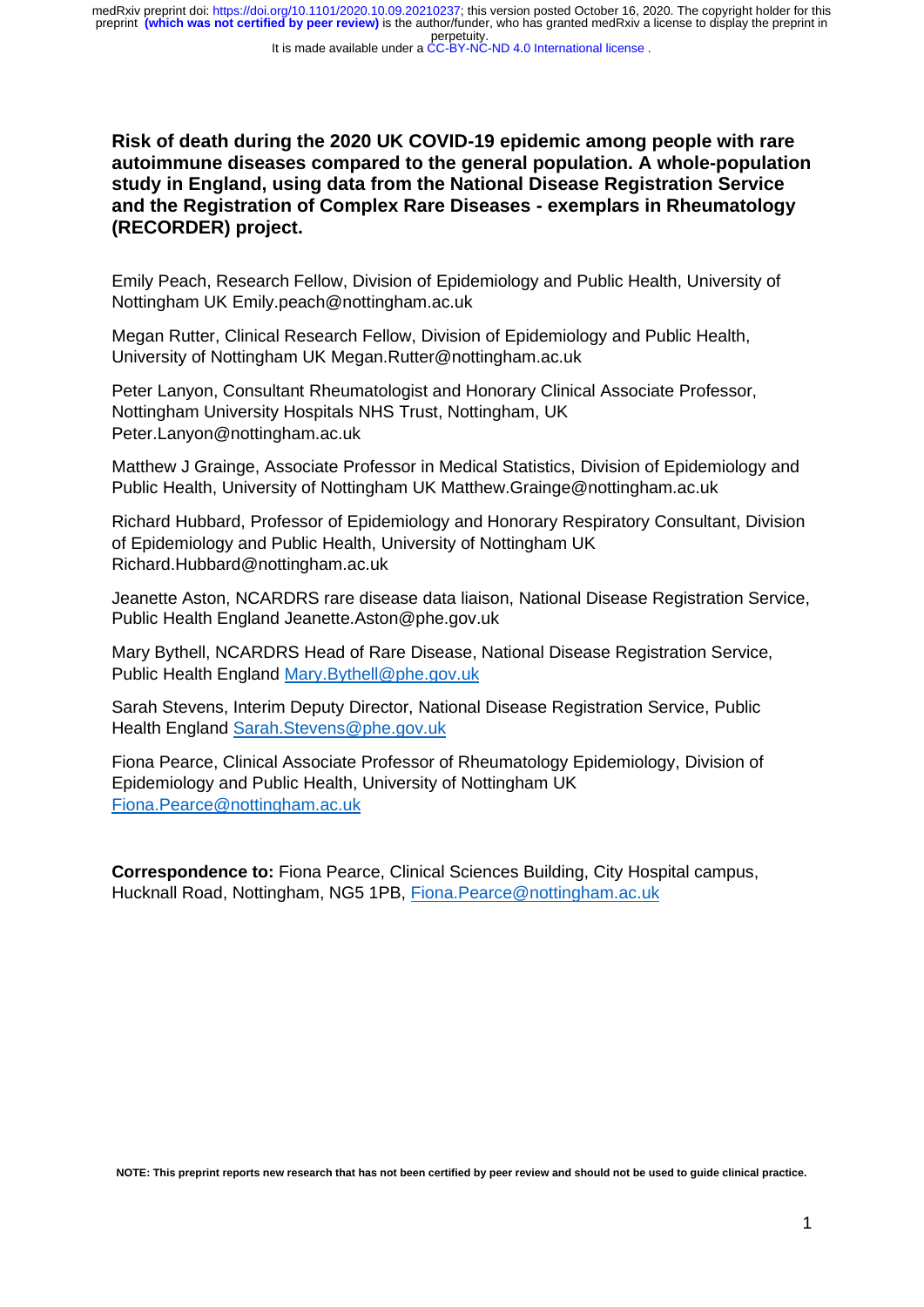# Risk of death during the 2020 UK COVID-19 epidemic among people with rare autoimmune diseases compared to the general population. A whole-population study in England, using data from the National Disease Registration Service and the Registration of Complex Rare Diseases - exemplars in Rheumatology (RECORDER) project.

Emily Peach, Research Fellow, Division of Epidemiology and Public Health, University of Nottingham UK Emily.peach@nottingham.ac.uk

Megan Rutter, Clinical Research Fellow, Division of Epidemiology and Public Health, University of Nottingham UK Megan.Rutter@nottingham.ac.uk

Peter Lanyon, Consultant Rheumatologist and Honorary Clinical Associate Professor, Nottingham University Hospitals NHS Trust, Nottingham, UK Peter.Lanyon@nottingham.ac.uk

Matthew J Grainge, Associate Professor in Medical Statistics, Division of Epidemiology and Public Health, University of Nottingham UK Matthew.Grainge@nottingham.ac.uk

Richard Hubbard, Professor of Epidemiology and Honorary Respiratory Consultant, Division of Epidemiology and Public Health, University of Nottingham UK Richard.Hubbard@nottingham.ac.uk

Jeanette Aston, NCARDRS rare disease data liaison, National Disease Registration Service, Public Health England Jeanette.Aston@phe.gov.uk

Mary Bythell, NCARDRS Head of Rare Disease, National Disease Registration Service, Public Health England Mary.Bythell@phe.gov.uk

Sarah Stevens, Interim Deputy Director, National Disease Registration Service, Public Health England Sarah.Stevens@phe.gov.uk

Fiona Pearce, Clinical Associate Professor of Rheumatology Epidemiology, Division of Epidemiology and Public Health, University of Nottingham UK Fiona.Pearce@nottingham.ac.uk

**Correspondence to:** Fiona Pearce, Clinical Sciences Building, City Hospital campus, Hucknall Road, Nottingham, NG5 1PB, Fiona.Pearce@nottingham.ac.uk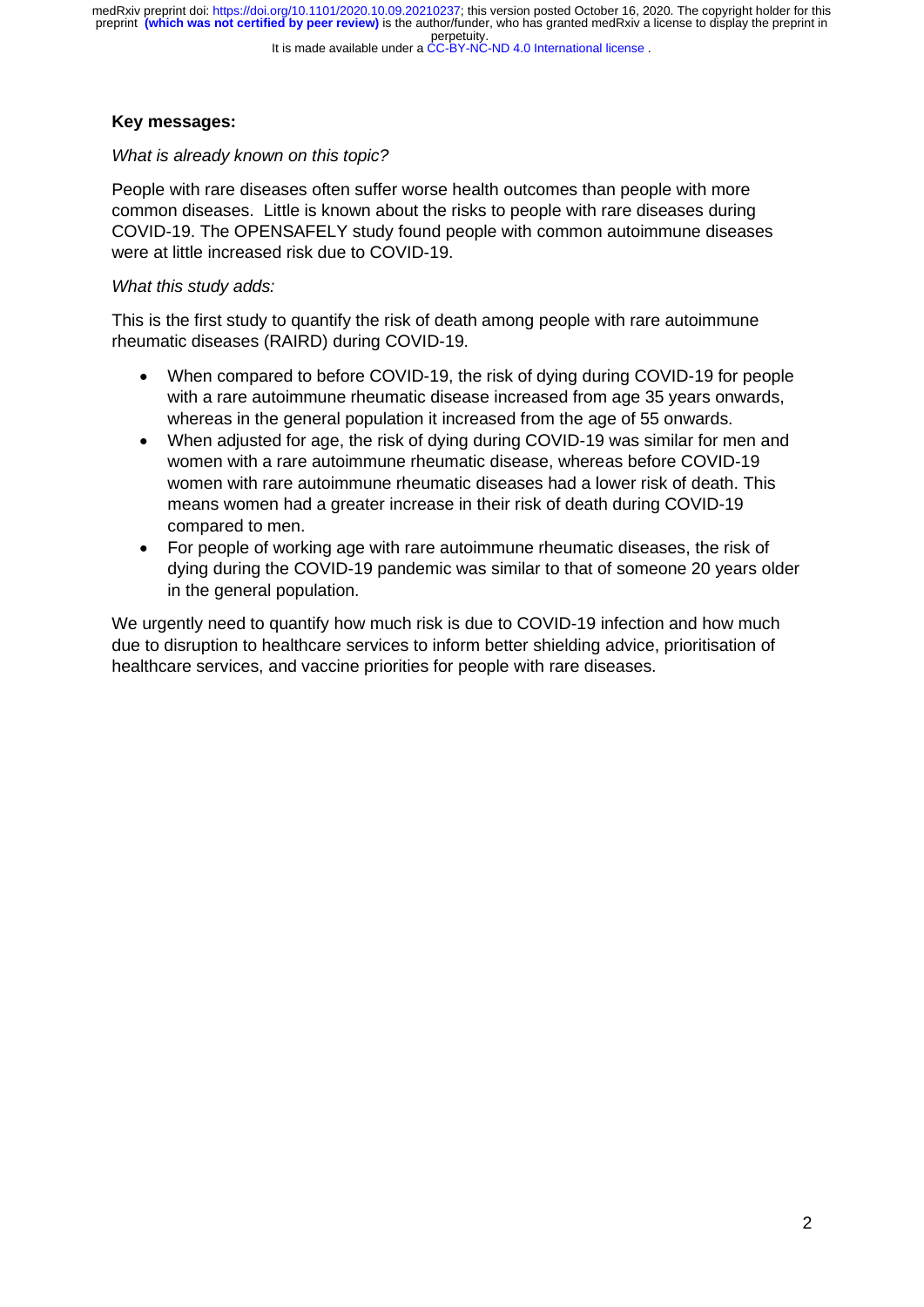**Key messages:**

*What is already known on this topic?*

People with rare diseases often suffer worse health outcomes than people with more common diseases. Little is known about the risks to people with rare diseases during COVID-19. The OPENSAFELY study found people with common autoimmune diseases were at little increased risk due to COVID-19.

*What this study adds:*

This is the first study to quantify the risk of death among people with rare autoimmune rheumatic diseases (RAIRD) during COVID-19.

- When compared to before COVID-19, the risk of dying during COVID-19 for people with a rare autoimmune rheumatic disease increased from age 35 years onwards, whereas in the general population it increased from the age of 55 onwards.
- When adjusted for age, the risk of dying during COVID-19 was similar for men and women with a rare autoimmune rheumatic disease, whereas before COVID-19 women with rare autoimmune rheumatic diseases had a lower risk of death. This means women had a greater increase in their risk of death during COVID-19 compared to men.
- For people of working age with rare autoimmune rheumatic diseases, the risk of dying during the COVID-19 pandemic was similar to that of someone 20 years older in the general population.

We urgently need to quantify how much risk is due to COVID-19 infection and how much due to disruption to healthcare services to inform better shielding advice, prioritisation of healthcare services, and vaccine priorities for people with rare diseases.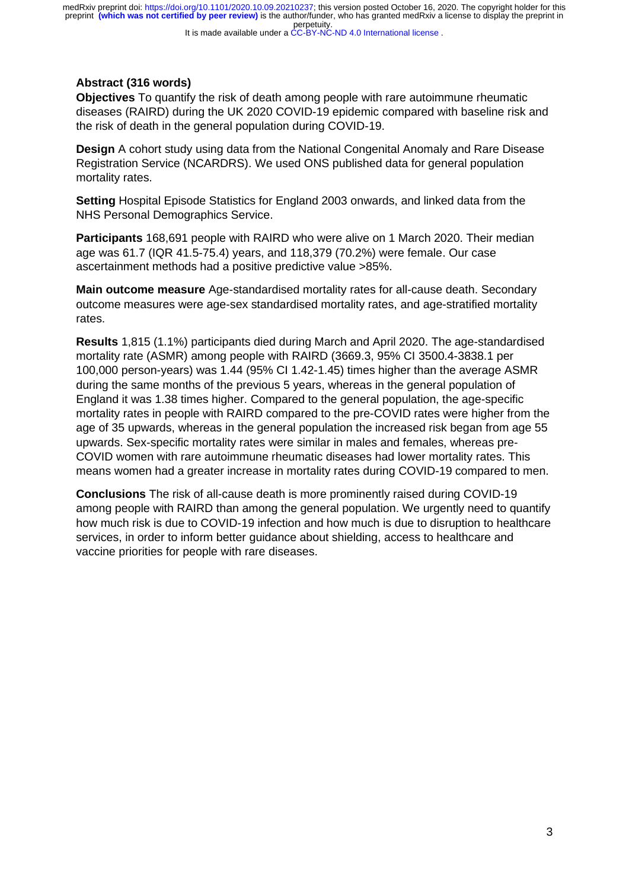## Abstract (316 words)

**Objectives** To quantify the risk of death among people with rare autoimmune rheumatic diseases (RAIRD) during the UK 2020 COVID-19 epidemic compared with baseline risk and the risk of death in the general population during COVID-19.

**Design** A cohort study using data from the National Congenital Anomaly and Rare Disease Registration Service (NCARDRS). We used ONS published data for general population mortality rates.

**Setting** Hospital Episode Statistics for England 2003 onwards, and linked data from the NHS Personal Demographics Service.

**Participants** 168,691 people with RAIRD who were alive on 1 March 2020. Their median age was 61.7 (IQR 41.5-75.4) years, and 118,379 (70.2%) were female. Our case ascertainment methods had a positive predictive value >85%.

**Main outcome measure** Age-standardised mortality rates for all-cause death. Secondary outcome measures were age-sex standardised mortality rates, and age-stratified mortality rates.

**Results** 1,815 (1.1%) participants died during March and April 2020. The age-standardised mortality rate (ASMR) among people with RAIRD (3669.3, 95% CI 3500.4-3838.1 per 100,000 person-years) was 1.44 (95% CI 1.42-1.45) times higher than the average ASMR during the same months of the previous 5 years, whereas in the general population of England it was 1.38 times higher. Compared to the general population, the age-specific mortality rates in people with RAIRD compared to the pre-COVID rates were higher from the age of 35 upwards, whereas in the general population the increased risk began from age 55 upwards. Sex-specific mortality rates were similar in males and females, whereas pre-COVID women with rare autoimmune rheumatic diseases had lower mortality rates. This means women had a greater increase in mortality rates during COVID-19 compared to men.

**Conclusions** The risk of all-cause death is more prominently raised during COVID-19 among people with RAIRD than among the general population. We urgently need to quantify how much risk is due to COVID-19 infection and how much is due to disruption to healthcare services, in order to inform better guidance about shielding, access to healthcare and vaccine priorities for people with rare diseases.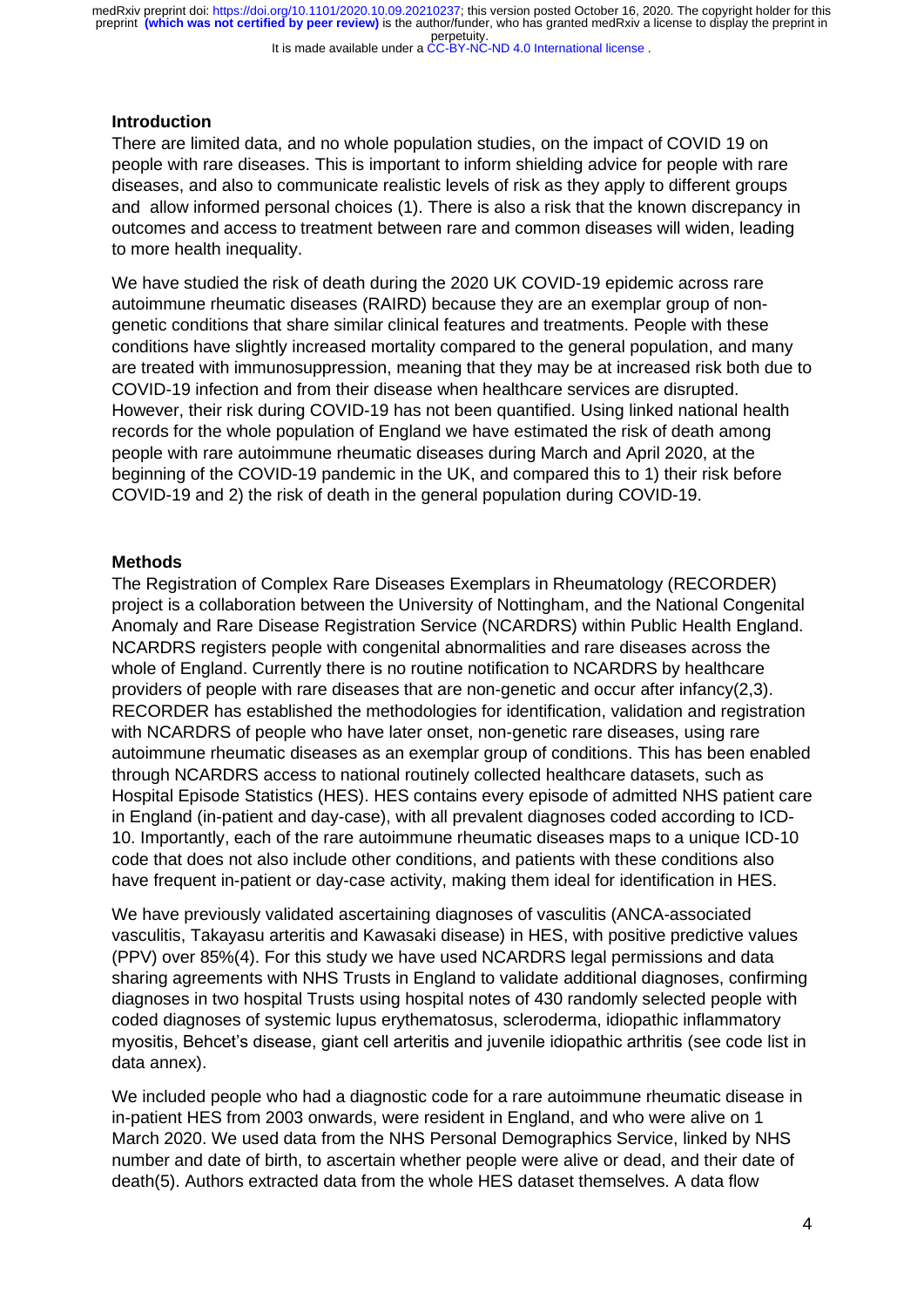## Introduction

There are limited data, and no whole population studies, on the impact of COVID 19 on people with rare diseases. This is important to inform shielding advice for people with rare diseases, and also to communicate realistic levels of risk as they apply to different groups and allow informed personal choices (1). There is also a risk that the known discrepancy in outcomes and access to treatment between rare and common diseases will widen, leading to more health inequality.

We have studied the risk of death during the 2020 UK COVID-19 epidemic across rare autoimmune rheumatic diseases (RAIRD) because they are an exemplar group of non-genetic conditions that share similar clinical features and treatments. People with these conditions have slightly increased mortality compared to the general population, and many are treated with immunosuppression, meaning that they may be at increased risk both due to COVID-19 infection and from their disease when healthcare services are disrupted. However, their risk during COVID-19 has not been quantified. Using linked national health records for the whole population of England we have estimated the risk of death among people with rare autoimmune rheumatic diseases during March and April 2020, at the beginning of the COVID-19 pandemic in the UK, and compared this to 1) their risk before COVID-19 and 2) the risk of death in the general population during COVID-19.

## Methods

The Registration of Complex Rare Diseases Exemplars in Rheumatology (RECORDER) project is a collaboration between the University of Nottingham, and the National Congenital Anomaly and Rare Disease Registration Service (NCARDRS) within Public Health England. NCARDRS registers people with congenital abnormalities and rare diseases across the whole of England. Currently there is no routine notification to NCARDRS by healthcare providers of people with rare diseases that are non-genetic and occur after infancy(2,3). RECORDER has established the methodologies for identification, validation and registration with NCARDRS of people who have later onset, non-genetic rare diseases, using rare autoimmune rheumatic diseases as an exemplar group of conditions. This has been enabled through NCARDRS access to national routinely collected healthcare datasets, such as Hospital Episode Statistics (HES). HES contains every episode of admitted NHS patient care in England (in-patient and day-case), with all prevalent diagnoses coded according to ICD-10. Importantly, each of the rare autoimmune rheumatic diseases maps to a unique ICD-10 code that does not also include other conditions, and patients with these conditions also have frequent in-patient or day-case activity, making them ideal for identification in HES.

We have previously validated ascertaining diagnoses of vasculitis (ANCA-associated vasculitis, Takayasu arteritis and Kawasaki disease) in HES, with positive predictive values (PPV) over 85%(4). For this study we have used NCARDRS legal permissions and data sharing agreements with NHS Trusts in England to validate additional diagnoses, confirming diagnoses in two hospital Trusts using hospital notes of 430 randomly selected people with coded diagnoses of systemic lupus erythematosus, scleroderma, idiopathic inflammatory myositis, Behcet's disease, giant cell arteritis and juvenile idiopathic arthritis (see code list in data annex).

We included people who had a diagnostic code for a rare autoimmune rheumatic disease in in-patient HES from 2003 onwards, were resident in England, and who were alive on 1 March 2020. We used data from the NHS Personal Demographics Service, linked by NHS number and date of birth, to ascertain whether people were alive or dead, and their date of death(5). Authors extracted data from the whole HES dataset themselves. A data flow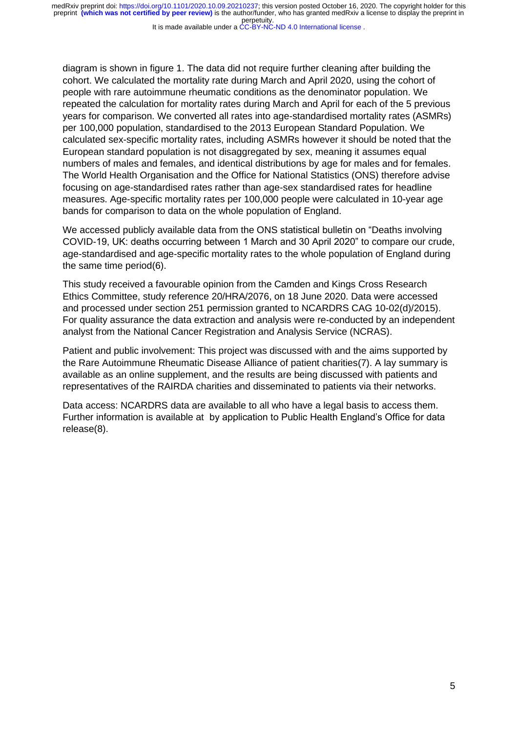diagram is shown in figure 1. The data did not require further cleaning after building the cohort. We calculated the mortality rate during March and April 2020, using the cohort of people with rare autoimmune rheumatic conditions as the denominator population. We repeated the calculation for mortality rates during March and April for each of the 5 previous years for comparison. We converted all rates into age-standardised mortality rates (ASMRs) per 100,000 population, standardised to the 2013 European Standard Population. We calculated sex-specific mortality rates, including ASMRs however it should be noted that the European standard population is not disaggregated by sex, meaning it assumes equal numbers of males and females, and identical distributions by age for males and for females. The World Health Organisation and the Office for National Statistics (ONS) therefore advise focusing on age-standardised rates rather than age-sex standardised rates for headline measures. Age-specific mortality rates per 100,000 people were calculated in 10-year age bands for comparison to data on the whole population of England.

We accessed publicly available data from the ONS statistical bulletin on "Deaths involving COVID-19, UK: deaths occurring between 1 March and 30 April 2020" to compare our crude, age-standardised and age-specific mortality rates to the whole population of England during the same time period(6).

This study received a favourable opinion from the Camden and Kings Cross Research Ethics Committee, study reference 20/HRA/2076, on 18 June 2020. Data were accessed and processed under section 251 permission granted to NCARDRS CAG 10-02(d)/2015). For quality assurance the data extraction and analysis were re-conducted by an independent analyst from the National Cancer Registration and Analysis Service (NCRAS).

Patient and public involvement: This project was discussed with and the aims supported by the Rare Autoimmune Rheumatic Disease Alliance of patient charities(7). A lay summary is available as an online supplement, and the results are being discussed with patients and representatives of the RAIRDA charities and disseminated to patients via their networks.

Data access: NCARDRS data are available to all who have a legal basis to access them. Further information is available at by application to Public Health England's Office for data release(8).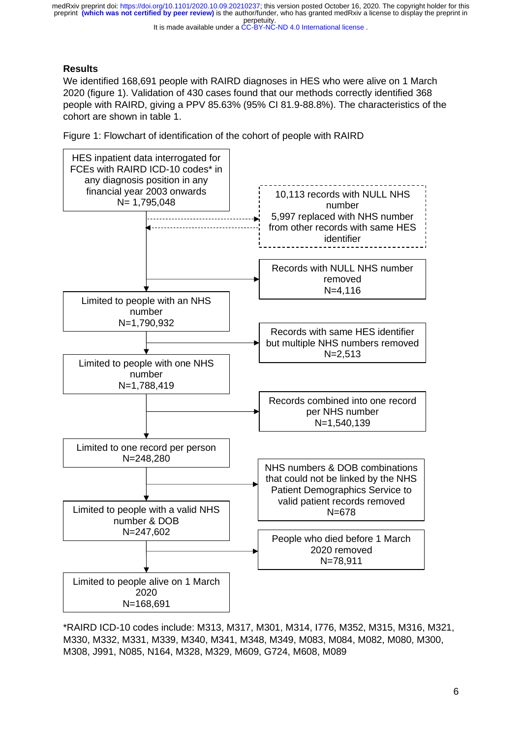## Results

We identified 168,691 people with RAIRD diagnoses in HES who were alive on 1 March 2020 (figure 1). Validation of 430 cases found that our methods correctly identified 368 people with RAIRD, giving a PPV 85.63% (95% CI 81.9-88.8%). The characteristics of the cohort are shown in table 1.

Figure 1: Flowchart of identification of the cohort of people with RAIRD

HES inpatient data interrogated for FCEs with RAIRD ICD-10 codes* in any diagnosis position in any financial year 2003 onwards
N= 1,795,048

→ 10,113 records with NULL NHS number
5,997 replaced with NHS number from other records with same HES identifier

→ Records with NULL NHS number removed
N=4,116

Limited to people with an NHS number
N=1,790,932

→ Records with same HES identifier but multiple NHS numbers removed
N=2,513

Limited to people with one NHS number
N=1,788,419

→ Records combined into one record per NHS number
N=1,540,139

Limited to one record per person
N=248,280

→ NHS numbers & DOB combinations that could not be linked by the NHS Patient Demographics Service to valid patient records removed
N=678

Limited to people with a valid NHS number & DOB
N=247,602

→ People who died before 1 March 2020 removed
N=78,911

Limited to people alive on 1 March 2020
N=168,691

*RAIRD ICD-10 codes include: M313, M317, M301, M314, I776, M352, M315, M316, M321, M330, M332, M331, M339, M340, M341, M348, M349, M083, M084, M082, M080, M300, M308, J991, N085, N164, M328, M329, M609, G724, M608, M089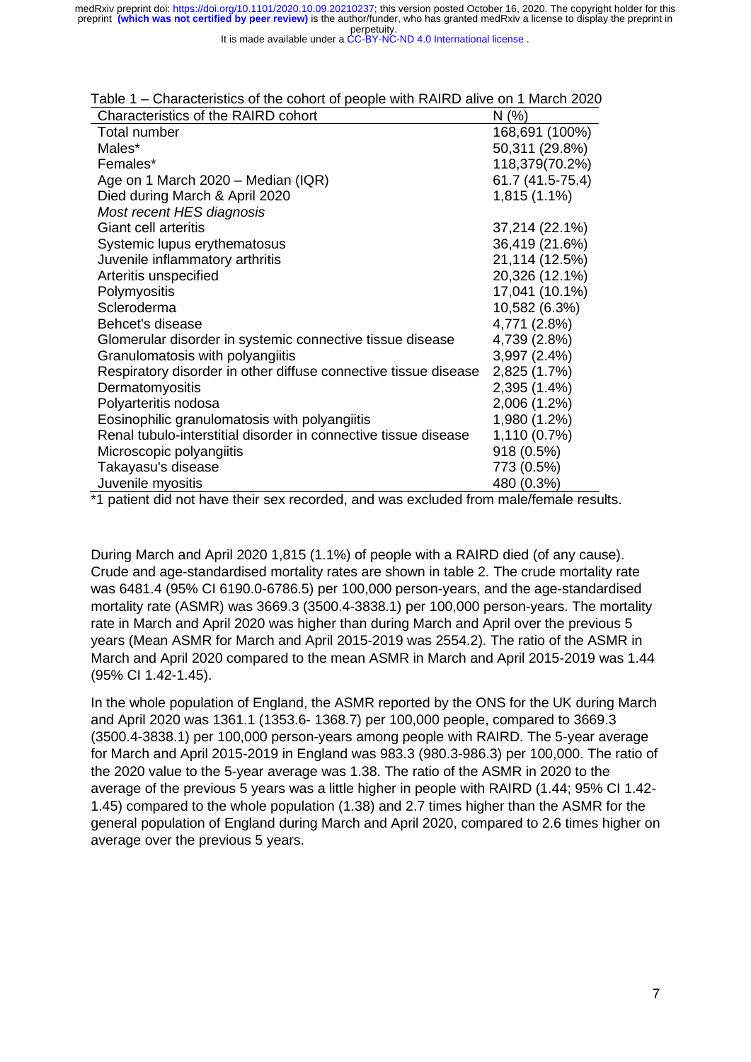Table 1 – Characteristics of the cohort of people with RAIRD alive on 1 March 2020

| Characteristics of the RAIRD cohort | N (%) |
|---|---|
| Total number | 168,691 (100%) |
| Males* | 50,311 (29.8%) |
| Females* | 118,379(70.2%) |
| Age on 1 March 2020 – Median (IQR) | 61.7 (41.5-75.4) |
| Died during March & April 2020 | 1,815 (1.1%) |
| *Most recent HES diagnosis* | |
| Giant cell arteritis | 37,214 (22.1%) |
| Systemic lupus erythematosus | 36,419 (21.6%) |
| Juvenile inflammatory arthritis | 21,114 (12.5%) |
| Arteritis unspecified | 20,326 (12.1%) |
| Polymyositis | 17,041 (10.1%) |
| Scleroderma | 10,582 (6.3%) |
| Behcet's disease | 4,771 (2.8%) |
| Glomerular disorder in systemic connective tissue disease | 4,739 (2.8%) |
| Granulomatosis with polyangiitis | 3,997 (2.4%) |
| Respiratory disorder in other diffuse connective tissue disease | 2,825 (1.7%) |
| Dermatomyositis | 2,395 (1.4%) |
| Polyarteritis nodosa | 2,006 (1.2%) |
| Eosinophilic granulomatosis with polyangiitis | 1,980 (1.2%) |
| Renal tubulo-interstitial disorder in connective tissue disease | 1,110 (0.7%) |
| Microscopic polyangiitis | 918 (0.5%) |
| Takayasu's disease | 773 (0.5%) |
| Juvenile myositis | 480 (0.3%) |

*1 patient did not have their sex recorded, and was excluded from male/female results.

During March and April 2020 1,815 (1.1%) of people with a RAIRD died (of any cause). Crude and age-standardised mortality rates are shown in table 2. The crude mortality rate was 6481.4 (95% CI 6190.0-6786.5) per 100,000 person-years, and the age-standardised mortality rate (ASMR) was 3669.3 (3500.4-3838.1) per 100,000 person-years. The mortality rate in March and April 2020 was higher than during March and April over the previous 5 years (Mean ASMR for March and April 2015-2019 was 2554.2). The ratio of the ASMR in March and April 2020 compared to the mean ASMR in March and April 2015-2019 was 1.44 (95% CI 1.42-1.45).

In the whole population of England, the ASMR reported by the ONS for the UK during March and April 2020 was 1361.1 (1353.6- 1368.7) per 100,000 people, compared to 3669.3 (3500.4-3838.1) per 100,000 person-years among people with RAIRD. The 5-year average for March and April 2015-2019 in England was 983.3 (980.3-986.3) per 100,000. The ratio of the 2020 value to the 5-year average was 1.38. The ratio of the ASMR in 2020 to the average of the previous 5 years was a little higher in people with RAIRD (1.44; 95% CI 1.42-1.45) compared to the whole population (1.38) and 2.7 times higher than the ASMR for the general population of England during March and April 2020, compared to 2.6 times higher on average over the previous 5 years.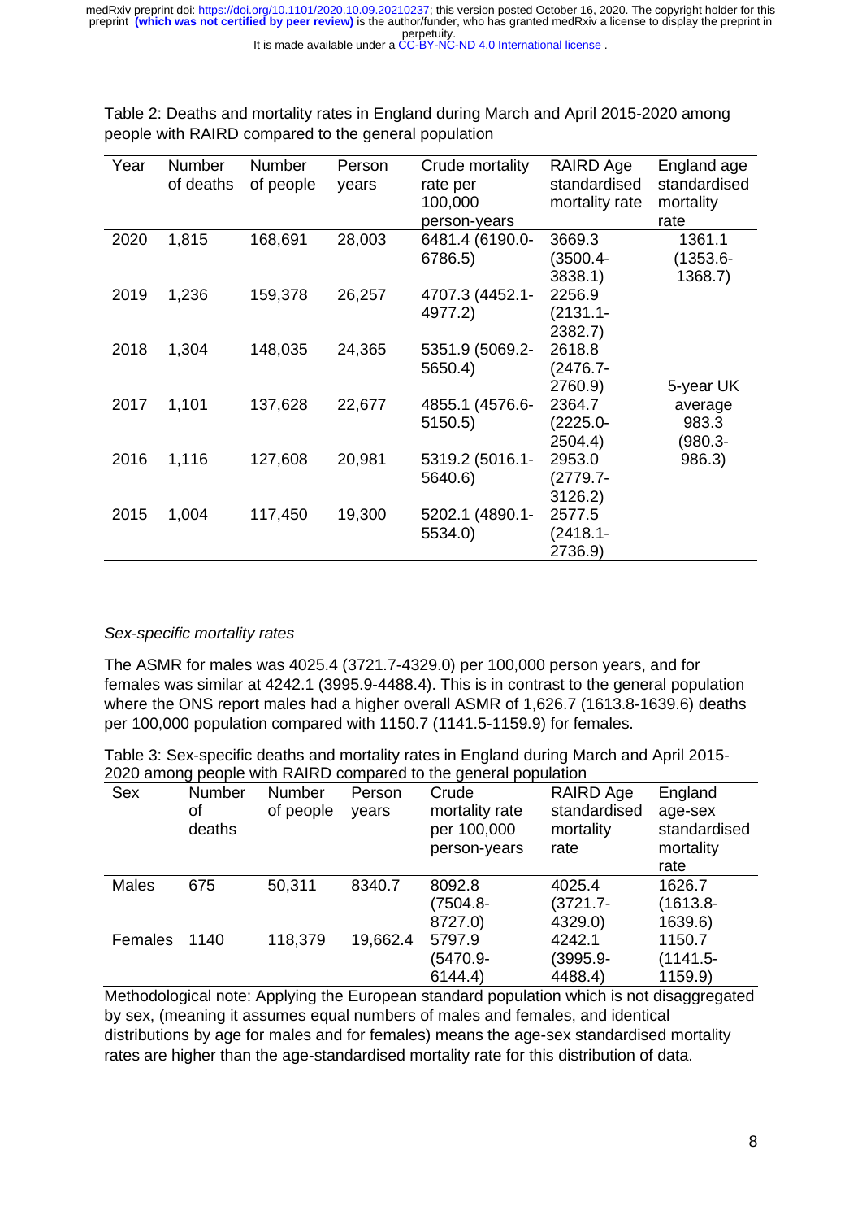Table 2: Deaths and mortality rates in England during March and April 2015-2020 among people with RAIRD compared to the general population

| Year | Number of deaths | Number of people | Person years | Crude mortality rate per 100,000 person-years | RAIRD Age standardised mortality rate | England age standardised mortality rate |
|---|---|---|---|---|---|---|
| 2020 | 1,815 | 168,691 | 28,003 | 6481.4 (6190.0-6786.5) | 3669.3 (3500.4-3838.1) | 1361.1 (1353.6-1368.7) |
| 2019 | 1,236 | 159,378 | 26,257 | 4707.3 (4452.1-4977.2) | 2256.9 (2131.1-2382.7) | 5-year UK average 983.3 (980.3-986.3) |
| 2018 | 1,304 | 148,035 | 24,365 | 5351.9 (5069.2-5650.4) | 2618.8 (2476.7-2760.9) | |
| 2017 | 1,101 | 137,628 | 22,677 | 4855.1 (4576.6-5150.5) | 2364.7 (2225.0-2504.4) | |
| 2016 | 1,116 | 127,608 | 20,981 | 5319.2 (5016.1-5640.6) | 2953.0 (2779.7-3126.2) | |
| 2015 | 1,004 | 117,450 | 19,300 | 5202.1 (4890.1-5534.0) | 2577.5 (2418.1-2736.9) | |

*Sex-specific mortality rates*

The ASMR for males was 4025.4 (3721.7-4329.0) per 100,000 person years, and for females was similar at 4242.1 (3995.9-4488.4). This is in contrast to the general population where the ONS report males had a higher overall ASMR of 1,626.7 (1613.8-1639.6) deaths per 100,000 population compared with 1150.7 (1141.5-1159.9) for females.

Table 3: Sex-specific deaths and mortality rates in England during March and April 2015-2020 among people with RAIRD compared to the general population

| Sex | Number of deaths | Number of people | Person years | Crude mortality rate per 100,000 person-years | RAIRD Age standardised mortality rate | England age-sex standardised mortality rate |
|---|---|---|---|---|---|---|
| Males | 675 | 50,311 | 8340.7 | 8092.8 (7504.8-8727.0) | 4025.4 (3721.7-4329.0) | 1626.7 (1613.8-1639.6) |
| Females | 1140 | 118,379 | 19,662.4 | 5797.9 (5470.9-6144.4) | 4242.1 (3995.9-4488.4) | 1150.7 (1141.5-1159.9) |

Methodological note: Applying the European standard population which is not disaggregated by sex, (meaning it assumes equal numbers of males and females, and identical distributions by age for males and for females) means the age-sex standardised mortality rates are higher than the age-standardised mortality rate for this distribution of data.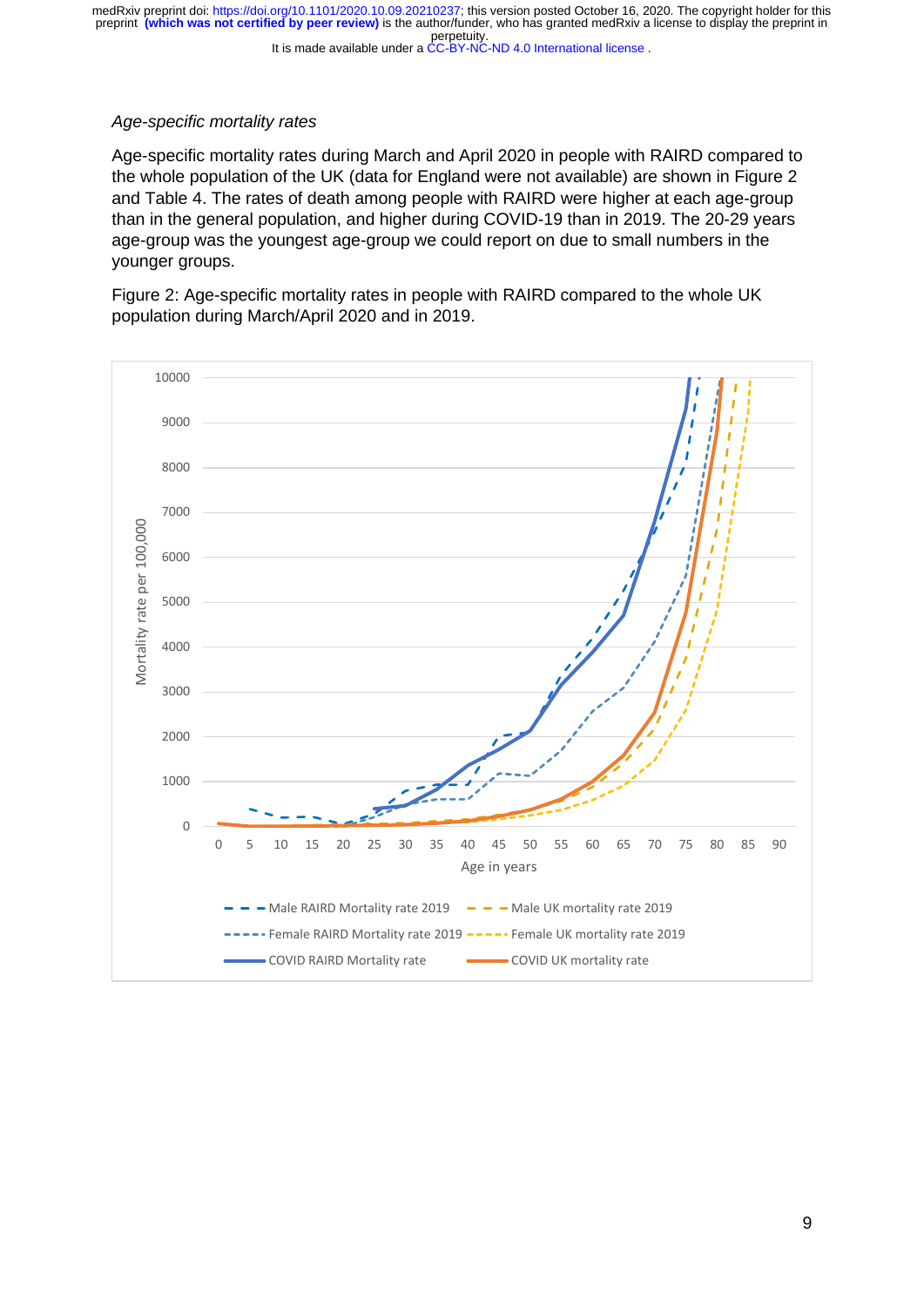*Age-specific mortality rates*

Age-specific mortality rates during March and April 2020 in people with RAIRD compared to the whole population of the UK (data for England were not available) are shown in Figure 2 and Table 4. The rates of death among people with RAIRD were higher at each age-group than in the general population, and higher during COVID-19 than in 2019. The 20-29 years age-group was the youngest age-group we could report on due to small numbers in the younger groups.

Figure 2: Age-specific mortality rates in people with RAIRD compared to the whole UK population during March/April 2020 and in 2019.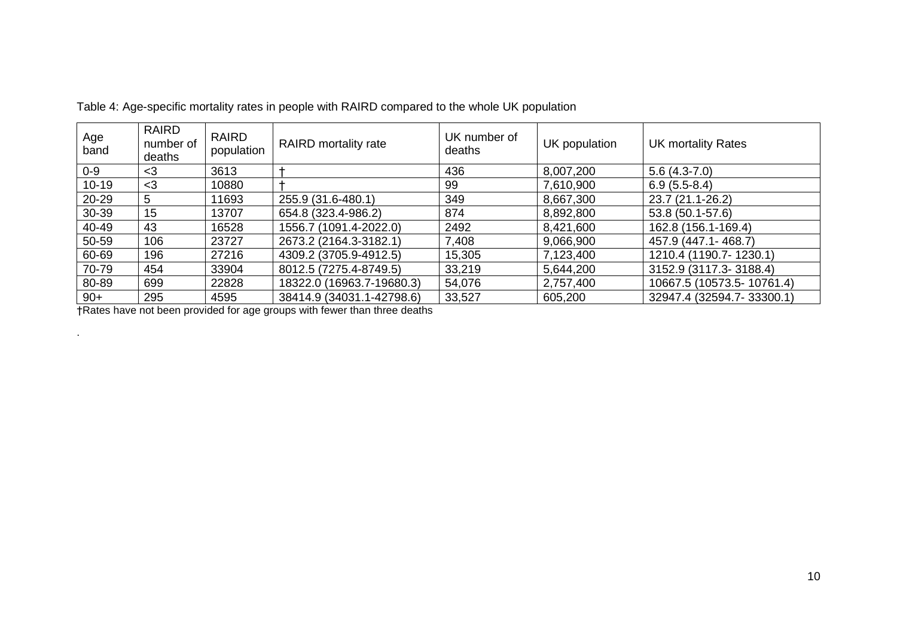Table 4: Age-specific mortality rates in people with RAIRD compared to the whole UK population

| Age band | RAIRD number of deaths | RAIRD population | RAIRD mortality rate | UK number of deaths | UK population | UK mortality Rates |
|---|---|---|---|---|---|---|
| 0-9 | <3 | 3613 | † | 436 | 8,007,200 | 5.6 (4.3-7.0) |
| 10-19 | <3 | 10880 | † | 99 | 7,610,900 | 6.9 (5.5-8.4) |
| 20-29 | 5 | 11693 | 255.9 (31.6-480.1) | 349 | 8,667,300 | 23.7 (21.1-26.2) |
| 30-39 | 15 | 13707 | 654.8 (323.4-986.2) | 874 | 8,892,800 | 53.8 (50.1-57.6) |
| 40-49 | 43 | 16528 | 1556.7 (1091.4-2022.0) | 2492 | 8,421,600 | 162.8 (156.1-169.4) |
| 50-59 | 106 | 23727 | 2673.2 (2164.3-3182.1) | 7,408 | 9,066,900 | 457.9 (447.1- 468.7) |
| 60-69 | 196 | 27216 | 4309.2 (3705.9-4912.5) | 15,305 | 7,123,400 | 1210.4 (1190.7- 1230.1) |
| 70-79 | 454 | 33904 | 8012.5 (7275.4-8749.5) | 33,219 | 5,644,200 | 3152.9 (3117.3- 3188.4) |
| 80-89 | 699 | 22828 | 18322.0 (16963.7-19680.3) | 54,076 | 2,757,400 | 10667.5 (10573.5- 10761.4) |
| 90+ | 295 | 4595 | 38414.9 (34031.1-42798.6) | 33,527 | 605,200 | 32947.4 (32594.7- 33300.1) |

†Rates have not been provided for age groups with fewer than three deaths

.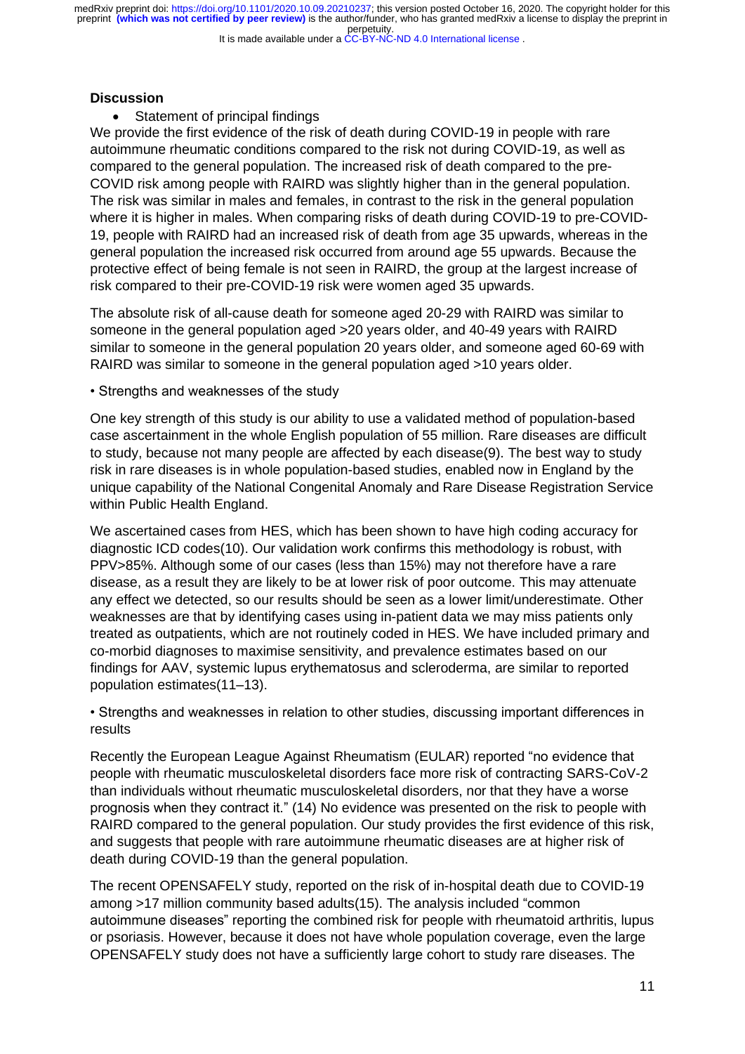### Discussion

- Statement of principal findings

We provide the first evidence of the risk of death during COVID-19 in people with rare autoimmune rheumatic conditions compared to the risk not during COVID-19, as well as compared to the general population. The increased risk of death compared to the pre-COVID risk among people with RAIRD was slightly higher than in the general population. The risk was similar in males and females, in contrast to the risk in the general population where it is higher in males. When comparing risks of death during COVID-19 to pre-COVID-19, people with RAIRD had an increased risk of death from age 35 upwards, whereas in the general population the increased risk occurred from around age 55 upwards. Because the protective effect of being female is not seen in RAIRD, the group at the largest increase of risk compared to their pre-COVID-19 risk were women aged 35 upwards.

The absolute risk of all-cause death for someone aged 20-29 with RAIRD was similar to someone in the general population aged >20 years older, and 40-49 years with RAIRD similar to someone in the general population 20 years older, and someone aged 60-69 with RAIRD was similar to someone in the general population aged >10 years older.

• Strengths and weaknesses of the study

One key strength of this study is our ability to use a validated method of population-based case ascertainment in the whole English population of 55 million. Rare diseases are difficult to study, because not many people are affected by each disease(9). The best way to study risk in rare diseases is in whole population-based studies, enabled now in England by the unique capability of the National Congenital Anomaly and Rare Disease Registration Service within Public Health England.

We ascertained cases from HES, which has been shown to have high coding accuracy for diagnostic ICD codes(10). Our validation work confirms this methodology is robust, with PPV>85%. Although some of our cases (less than 15%) may not therefore have a rare disease, as a result they are likely to be at lower risk of poor outcome. This may attenuate any effect we detected, so our results should be seen as a lower limit/underestimate. Other weaknesses are that by identifying cases using in-patient data we may miss patients only treated as outpatients, which are not routinely coded in HES. We have included primary and co-morbid diagnoses to maximise sensitivity, and prevalence estimates based on our findings for AAV, systemic lupus erythematosus and scleroderma, are similar to reported population estimates(11–13).

• Strengths and weaknesses in relation to other studies, discussing important differences in results

Recently the European League Against Rheumatism (EULAR) reported "no evidence that people with rheumatic musculoskeletal disorders face more risk of contracting SARS-CoV-2 than individuals without rheumatic musculoskeletal disorders, nor that they have a worse prognosis when they contract it." (14) No evidence was presented on the risk to people with RAIRD compared to the general population. Our study provides the first evidence of this risk, and suggests that people with rare autoimmune rheumatic diseases are at higher risk of death during COVID-19 than the general population.

The recent OPENSAFELY study, reported on the risk of in-hospital death due to COVID-19 among >17 million community based adults(15). The analysis included "common autoimmune diseases" reporting the combined risk for people with rheumatoid arthritis, lupus or psoriasis. However, because it does not have whole population coverage, even the large OPENSAFELY study does not have a sufficiently large cohort to study rare diseases. The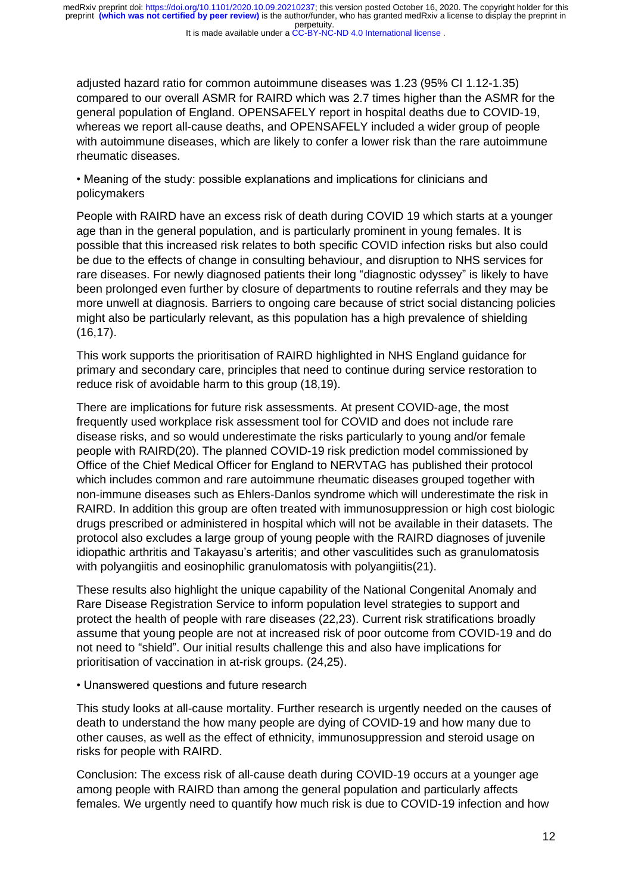adjusted hazard ratio for common autoimmune diseases was 1.23 (95% CI 1.12-1.35) compared to our overall ASMR for RAIRD which was 2.7 times higher than the ASMR for the general population of England. OPENSAFELY report in hospital deaths due to COVID-19, whereas we report all-cause deaths, and OPENSAFELY included a wider group of people with autoimmune diseases, which are likely to confer a lower risk than the rare autoimmune rheumatic diseases.

• Meaning of the study: possible explanations and implications for clinicians and policymakers

People with RAIRD have an excess risk of death during COVID 19 which starts at a younger age than in the general population, and is particularly prominent in young females. It is possible that this increased risk relates to both specific COVID infection risks but also could be due to the effects of change in consulting behaviour, and disruption to NHS services for rare diseases. For newly diagnosed patients their long "diagnostic odyssey" is likely to have been prolonged even further by closure of departments to routine referrals and they may be more unwell at diagnosis. Barriers to ongoing care because of strict social distancing policies might also be particularly relevant, as this population has a high prevalence of shielding (16,17).

This work supports the prioritisation of RAIRD highlighted in NHS England guidance for primary and secondary care, principles that need to continue during service restoration to reduce risk of avoidable harm to this group (18,19).

There are implications for future risk assessments. At present COVID-age, the most frequently used workplace risk assessment tool for COVID and does not include rare disease risks, and so would underestimate the risks particularly to young and/or female people with RAIRD(20). The planned COVID-19 risk prediction model commissioned by Office of the Chief Medical Officer for England to NERVTAG has published their protocol which includes common and rare autoimmune rheumatic diseases grouped together with non-immune diseases such as Ehlers-Danlos syndrome which will underestimate the risk in RAIRD. In addition this group are often treated with immunosuppression or high cost biologic drugs prescribed or administered in hospital which will not be available in their datasets. The protocol also excludes a large group of young people with the RAIRD diagnoses of juvenile idiopathic arthritis and Takayasu's arteritis; and other vasculitides such as granulomatosis with polyangiitis and eosinophilic granulomatosis with polyangiitis(21).

These results also highlight the unique capability of the National Congenital Anomaly and Rare Disease Registration Service to inform population level strategies to support and protect the health of people with rare diseases (22,23). Current risk stratifications broadly assume that young people are not at increased risk of poor outcome from COVID-19 and do not need to "shield". Our initial results challenge this and also have implications for prioritisation of vaccination in at-risk groups. (24,25).

• Unanswered questions and future research

This study looks at all-cause mortality. Further research is urgently needed on the causes of death to understand the how many people are dying of COVID-19 and how many due to other causes, as well as the effect of ethnicity, immunosuppression and steroid usage on risks for people with RAIRD.

Conclusion: The excess risk of all-cause death during COVID-19 occurs at a younger age among people with RAIRD than among the general population and particularly affects females. We urgently need to quantify how much risk is due to COVID-19 infection and how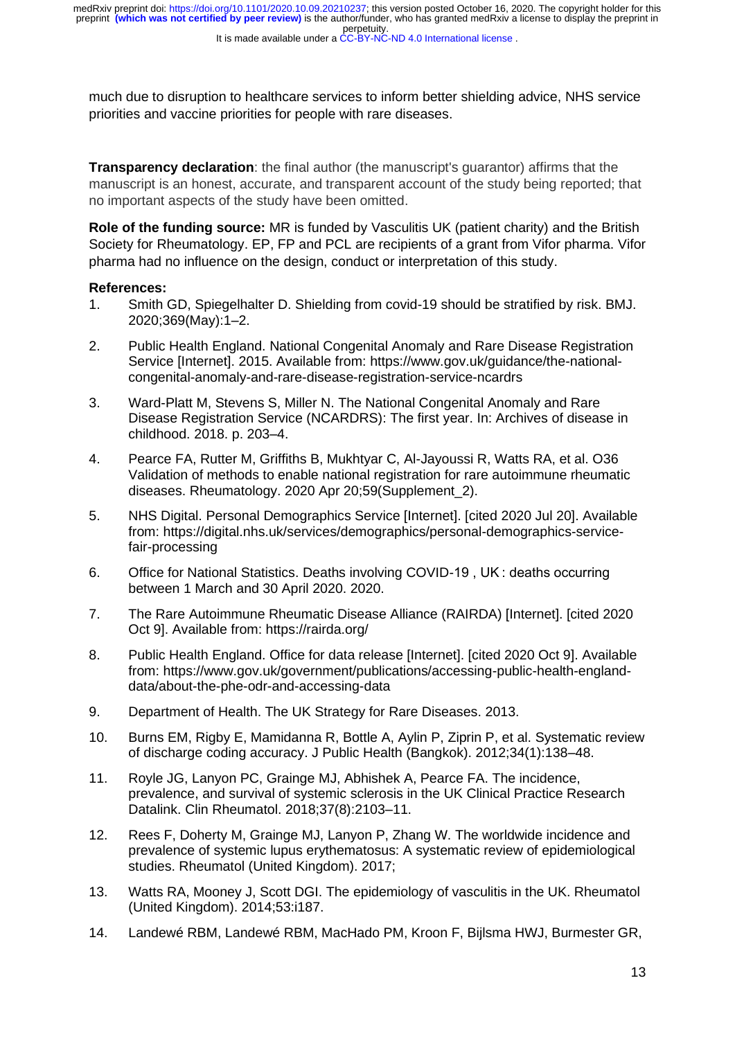much due to disruption to healthcare services to inform better shielding advice, NHS service priorities and vaccine priorities for people with rare diseases.

**Transparency declaration**: the final author (the manuscript's guarantor) affirms that the manuscript is an honest, accurate, and transparent account of the study being reported; that no important aspects of the study have been omitted.

**Role of the funding source:** MR is funded by Vasculitis UK (patient charity) and the British Society for Rheumatology. EP, FP and PCL are recipients of a grant from Vifor pharma. Vifor pharma had no influence on the design, conduct or interpretation of this study.

**References:**

1. Smith GD, Spiegelhalter D. Shielding from covid-19 should be stratified by risk. BMJ. 2020;369(May):1–2.
2. Public Health England. National Congenital Anomaly and Rare Disease Registration Service [Internet]. 2015. Available from: https://www.gov.uk/guidance/the-national-congenital-anomaly-and-rare-disease-registration-service-ncardrs
3. Ward-Platt M, Stevens S, Miller N. The National Congenital Anomaly and Rare Disease Registration Service (NCARDRS): The first year. In: Archives of disease in childhood. 2018. p. 203–4.
4. Pearce FA, Rutter M, Griffiths B, Mukhtyar C, Al-Jayoussi R, Watts RA, et al. O36 Validation of methods to enable national registration for rare autoimmune rheumatic diseases. Rheumatology. 2020 Apr 20;59(Supplement_2).
5. NHS Digital. Personal Demographics Service [Internet]. [cited 2020 Jul 20]. Available from: https://digital.nhs.uk/services/demographics/personal-demographics-service-fair-processing
6. Office for National Statistics. Deaths involving COVID-19 , UK : deaths occurring between 1 March and 30 April 2020. 2020.
7. The Rare Autoimmune Rheumatic Disease Alliance (RAIRDA) [Internet]. [cited 2020 Oct 9]. Available from: https://rairda.org/
8. Public Health England. Office for data release [Internet]. [cited 2020 Oct 9]. Available from: https://www.gov.uk/government/publications/accessing-public-health-england-data/about-the-phe-odr-and-accessing-data
9. Department of Health. The UK Strategy for Rare Diseases. 2013.
10. Burns EM, Rigby E, Mamidanna R, Bottle A, Aylin P, Ziprin P, et al. Systematic review of discharge coding accuracy. J Public Health (Bangkok). 2012;34(1):138–48.
11. Royle JG, Lanyon PC, Grainge MJ, Abhishek A, Pearce FA. The incidence, prevalence, and survival of systemic sclerosis in the UK Clinical Practice Research Datalink. Clin Rheumatol. 2018;37(8):2103–11.
12. Rees F, Doherty M, Grainge MJ, Lanyon P, Zhang W. The worldwide incidence and prevalence of systemic lupus erythematosus: A systematic review of epidemiological studies. Rheumatol (United Kingdom). 2017;
13. Watts RA, Mooney J, Scott DGI. The epidemiology of vasculitis in the UK. Rheumatol (United Kingdom). 2014;53:i187.
14. Landewé RBM, Landewé RBM, MacHado PM, Kroon F, Bijlsma HWJ, Burmester GR,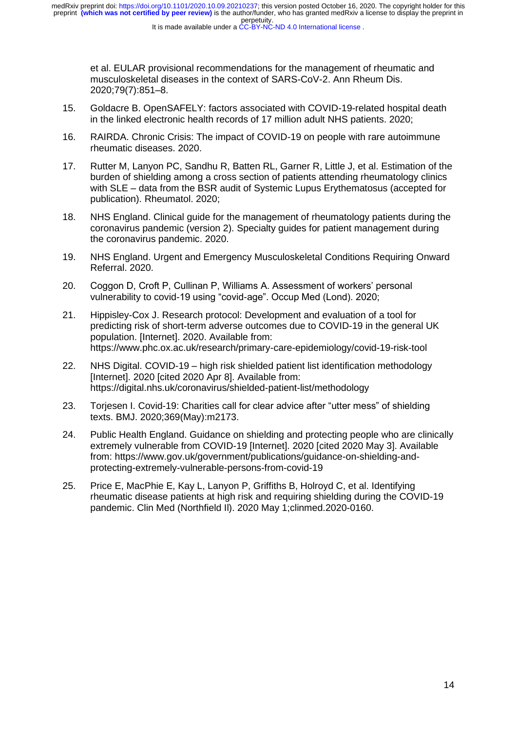et al. EULAR provisional recommendations for the management of rheumatic and musculoskeletal diseases in the context of SARS-CoV-2. Ann Rheum Dis. 2020;79(7):851–8.

15. Goldacre B. OpenSAFELY: factors associated with COVID-19-related hospital death in the linked electronic health records of 17 million adult NHS patients. 2020;

16. RAIRDA. Chronic Crisis: The impact of COVID-19 on people with rare autoimmune rheumatic diseases. 2020.

17. Rutter M, Lanyon PC, Sandhu R, Batten RL, Garner R, Little J, et al. Estimation of the burden of shielding among a cross section of patients attending rheumatology clinics with SLE – data from the BSR audit of Systemic Lupus Erythematosus (accepted for publication). Rheumatol. 2020;

18. NHS England. Clinical guide for the management of rheumatology patients during the coronavirus pandemic (version 2). Specialty guides for patient management during the coronavirus pandemic. 2020.

19. NHS England. Urgent and Emergency Musculoskeletal Conditions Requiring Onward Referral. 2020.

20. Coggon D, Croft P, Cullinan P, Williams A. Assessment of workers' personal vulnerability to covid-19 using "covid-age". Occup Med (Lond). 2020;

21. Hippisley-Cox J. Research protocol: Development and evaluation of a tool for predicting risk of short-term adverse outcomes due to COVID-19 in the general UK population. [Internet]. 2020. Available from: https://www.phc.ox.ac.uk/research/primary-care-epidemiology/covid-19-risk-tool

22. NHS Digital. COVID-19 – high risk shielded patient list identification methodology [Internet]. 2020 [cited 2020 Apr 8]. Available from: https://digital.nhs.uk/coronavirus/shielded-patient-list/methodology

23. Torjesen I. Covid-19: Charities call for clear advice after "utter mess" of shielding texts. BMJ. 2020;369(May):m2173.

24. Public Health England. Guidance on shielding and protecting people who are clinically extremely vulnerable from COVID-19 [Internet]. 2020 [cited 2020 May 3]. Available from: https://www.gov.uk/government/publications/guidance-on-shielding-and-protecting-extremely-vulnerable-persons-from-covid-19

25. Price E, MacPhie E, Kay L, Lanyon P, Griffiths B, Holroyd C, et al. Identifying rheumatic disease patients at high risk and requiring shielding during the COVID-19 pandemic. Clin Med (Northfield Il). 2020 May 1;clinmed.2020-0160.